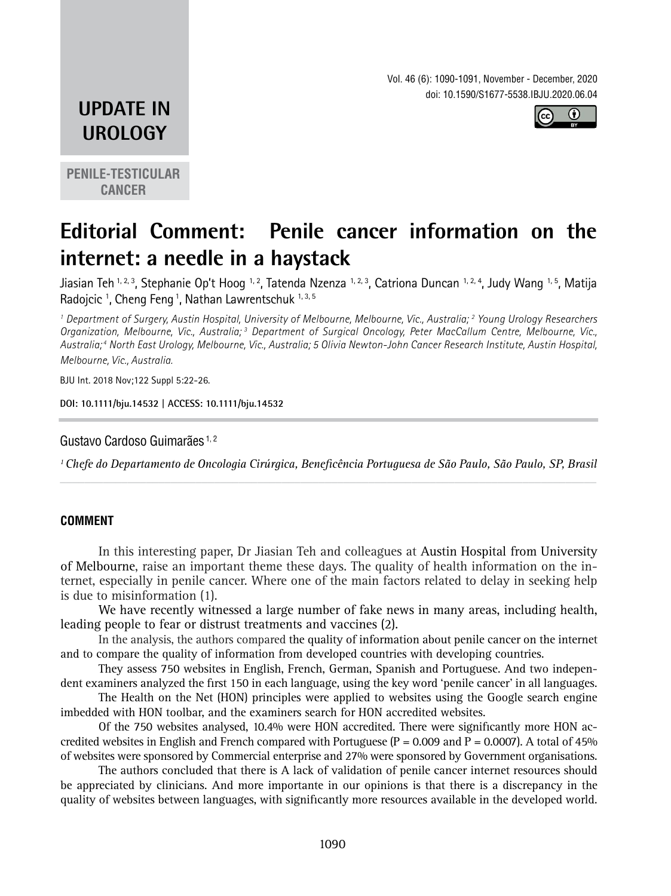**UPDATE IN UROLOGY**

**PENILE-TESTICULAR CANCER**

doi: 10.1590/S1677-5538.IBJU.2020.06.04

# Editorial Comment: Penile cancer information on the internet: a needle in a haystack

Jiasian Teh [1, 2, 3], Stephanie Op't Hoog [1, 2], Tatenda Nzenza [1, 2, 3], Catriona Duncan [1, 2, 4], Judy Wang [1, 5], Matija Radojcic [1], Cheng Feng [1], Nathan Lawrentschuk [1, 3, 5]

*[1] Department of Surgery, Austin Hospital, University of Melbourne, Melbourne, Vic., Australia; [2] Young Urology Researchers Organization, Melbourne, Vic., Australia; [3] Department of Surgical Oncology, Peter MacCallum Centre, Melbourne, Vic., Australia; [4] North East Urology, Melbourne, Vic., Australia; 5 Olivia Newton-John Cancer Research Institute, Austin Hospital, Melbourne, Vic., Australia.*

BJU Int. 2018 Nov;122 Suppl 5:22-26.

**DOI: 10.1111/bju.14532 | ACCESS: 10.1111/bju.14532**

---

Gustavo Cardoso Guimarães [1, 2]

*[1] Chefe do Departamento de Oncologia Cirúrgica, Beneficência Portuguesa de São Paulo, São Paulo, SP, Brasil*

---

**COMMENT**

In this interesting paper, Dr Jiasian Teh and colleagues at Austin Hospital from University of Melbourne, raise an important theme these days. The quality of health information on the internet, especially in penile cancer. Where one of the main factors related to delay in seeking help is due to misinformation (1).

We have recently witnessed a large number of fake news in many areas, including health, leading people to fear or distrust treatments and vaccines (2).

In the analysis, the authors compared the quality of information about penile cancer on the internet and to compare the quality of information from developed countries with developing countries.

They assess 750 websites in English, French, German, Spanish and Portuguese. And two independent examiners analyzed the first 150 in each language, using the key word 'penile cancer' in all languages.

The Health on the Net (HON) principles were applied to websites using the Google search engine imbedded with HON toolbar, and the examiners search for HON accredited websites.

Of the 750 websites analysed, 10.4% were HON accredited. There were significantly more HON accredited websites in English and French compared with Portuguese ($P = 0.009$ and $P = 0.0007$). A total of 45% of websites were sponsored by Commercial enterprise and 27% were sponsored by Government organisations.

The authors concluded that there is A lack of validation of penile cancer internet resources should be appreciated by clinicians. And more importante in our opinions is that there is a discrepancy in the quality of websites between languages, with significantly more resources available in the developed world.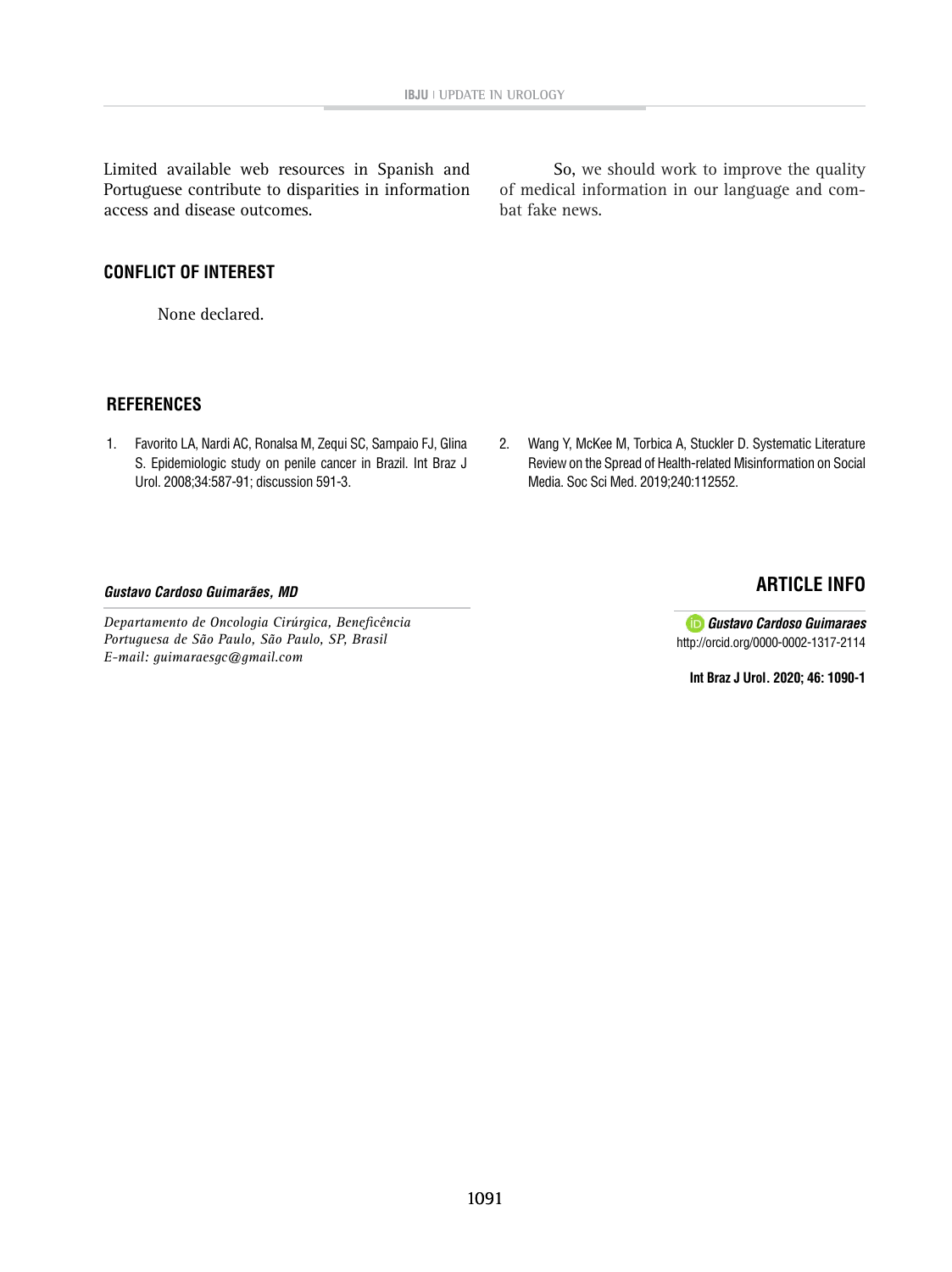Limited available web resources in Spanish and Portuguese contribute to disparities in information access and disease outcomes.

So, we should work to improve the quality of medical information in our language and combat fake news.

## CONFLICT OF INTEREST

None declared.

## REFERENCES

1. Favorito LA, Nardi AC, Ronalsa M, Zequi SC, Sampaio FJ, Glina S. Epidemiologic study on penile cancer in Brazil. Int Braz J Urol. 2008;34:587-91; discussion 591-3.
2. Wang Y, McKee M, Torbica A, Stuckler D. Systematic Literature Review on the Spread of Health-related Misinformation on Social Media. Soc Sci Med. 2019;240:112552.

***Gustavo Cardoso Guimarães, MD***

*Departamento de Oncologia Cirúrgica, Beneficência Portuguesa de São Paulo, São Paulo, SP, Brasil*
*E-mail: guimaraesgc@gmail.com*

## ARTICLE INFO

***Gustavo Cardoso Guimaraes***
http://orcid.org/0000-0002-1317-2114

**Int Braz J Urol. 2020; 46: 1090-1**